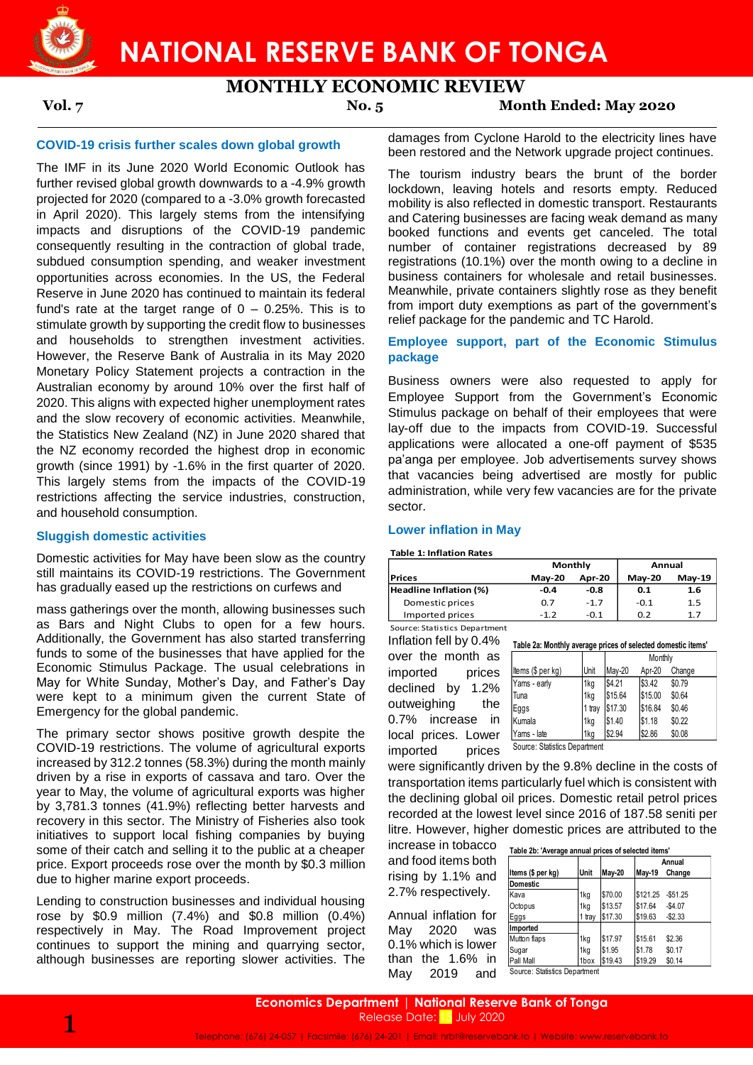# NATIONAL RESERVE BANK OF TONGA

## MONTHLY ECONOMIC REVIEW

**Vol. 7** | **No. 5** | **Month Ended: May 2020**

### COVID-19 crisis further scales down global growth

The IMF in its June 2020 World Economic Outlook has further revised global growth downwards to a -4.9% growth projected for 2020 (compared to a -3.0% growth forecasted in April 2020). This largely stems from the intensifying impacts and disruptions of the COVID-19 pandemic consequently resulting in the contraction of global trade, subdued consumption spending, and weaker investment opportunities across economies. In the US, the Federal Reserve in June 2020 has continued to maintain its federal fund's rate at the target range of 0 – 0.25%. This is to stimulate growth by supporting the credit flow to businesses and households to strengthen investment activities. However, the Reserve Bank of Australia in its May 2020 Monetary Policy Statement projects a contraction in the Australian economy by around 10% over the first half of 2020. This aligns with expected higher unemployment rates and the slow recovery of economic activities. Meanwhile, the Statistics New Zealand (NZ) in June 2020 shared that the NZ economy recorded the highest drop in economic growth (since 1991) by -1.6% in the first quarter of 2020. This largely stems from the impacts of the COVID-19 restrictions affecting the service industries, construction, and household consumption.

### Sluggish domestic activities

Domestic activities for May have been slow as the country still maintains its COVID-19 restrictions. The Government has gradually eased up the restrictions on curfews and mass gatherings over the month, allowing businesses such as Bars and Night Clubs to open for a few hours. Additionally, the Government has also started transferring funds to some of the businesses that have applied for the Economic Stimulus Package. The usual celebrations in May for White Sunday, Mother's Day, and Father's Day were kept to a minimum given the current State of Emergency for the global pandemic.

The primary sector shows positive growth despite the COVID-19 restrictions. The volume of agricultural exports increased by 312.2 tonnes (58.3%) during the month mainly driven by a rise in exports of cassava and taro. Over the year to May, the volume of agricultural exports was higher by 3,781.3 tonnes (41.9%) reflecting better harvests and recovery in this sector. The Ministry of Fisheries also took initiatives to support local fishing companies by buying some of their catch and selling it to the public at a cheaper price. Export proceeds rose over the month by $0.3 million due to higher marine export proceeds.

Lending to construction businesses and individual housing rose by $0.9 million (7.4%) and $0.8 million (0.4%) respectively in May. The Road Improvement project continues to support the mining and quarrying sector, although businesses are reporting slower activities. The damages from Cyclone Harold to the electricity lines have been restored and the Network upgrade project continues.

The tourism industry bears the brunt of the border lockdown, leaving hotels and resorts empty. Reduced mobility is also reflected in domestic transport. Restaurants and Catering businesses are facing weak demand as many booked functions and events get canceled. The total number of container registrations decreased by 89 registrations (10.1%) over the month owing to a decline in business containers for wholesale and retail businesses. Meanwhile, private containers slightly rose as they benefit from import duty exemptions as part of the government's relief package for the pandemic and TC Harold.

### Employee support, part of the Economic Stimulus package

Business owners were also requested to apply for Employee Support from the Government's Economic Stimulus package on behalf of their employees that were lay-off due to the impacts from COVID-19. Successful applications were allocated a one-off payment of $535 pa'anga per employee. Job advertisements survey shows that vacancies being advertised are mostly for public administration, while very few vacancies are for the private sector.

### Lower inflation in May

**Table 1: Inflation Rates**

| Prices | Monthly | | Annual | |
|---|---|---|---|---|
| | May-20 | Apr-20 | May-20 | May-19 |
| **Headline Inflation (%)** | -0.4 | -0.8 | 0.1 | 1.6 |
| Domestic prices | 0.7 | -1.7 | -0.1 | 1.5 |
| Imported prices | -1.2 | -0.1 | 0.2 | 1.7 |

Source: Statistics Department

Inflation fell by 0.4% over the month as imported prices declined by 1.2% outweighing the 0.7% increase in local prices. Lower imported prices were significantly driven by the 9.8% decline in the costs of transportation items particularly fuel which is consistent with the declining global oil prices. Domestic retail petrol prices recorded at the lowest level since 2016 of 187.58 seniti per litre. However, higher domestic prices are attributed to the increase in tobacco and food items both rising by 1.1% and 2.7% respectively.

**Table 2a: Monthly average prices of selected domestic items'**

| Items ($ per kg) | Unit | Monthly | | |
|---|---|---|---|---|
| | | May-20 | Apr-20 | Change |
| Yams - early | 1kg | $4.21 | $3.42 | $0.79 |
| Tuna | 1kg | $15.64 | $15.00 | $0.64 |
| Eggs | 1 tray | $17.30 | $16.84 | $0.46 |
| Kumala | 1kg | $1.40 | $1.18 | $0.22 |
| Yams - late | 1kg | $2.94 | $2.86 | $0.08 |

Source: Statistics Department

Annual inflation for May 2020 was 0.1% which is lower than the 1.6% in May 2019 and

**Table 2b: 'Average annual prices of selected items'**

| Items ($ per kg) | Unit | May-20 | Annual | |
|---|---|---|---|---|
| | | | May-19 | Change |
| **Domestic** | | | | |
| Kava | 1kg | $70.00 | $121.25 | -$51.25 |
| Octopus | 1kg | $13.57 | $17.64 | -$4.07 |
| Eggs | 1 tray | $17.30 | $19.63 | -$2.33 |
| **Imported** | | | | |
| Mutton flaps | 1kg | $17.97 | $15.61 | $2.36 |
| Sugar | 1kg | $1.95 | $1.78 | $0.17 |
| Pall Mall | 1box | $19.43 | $19.29 | $0.14 |

Source: Statistics Department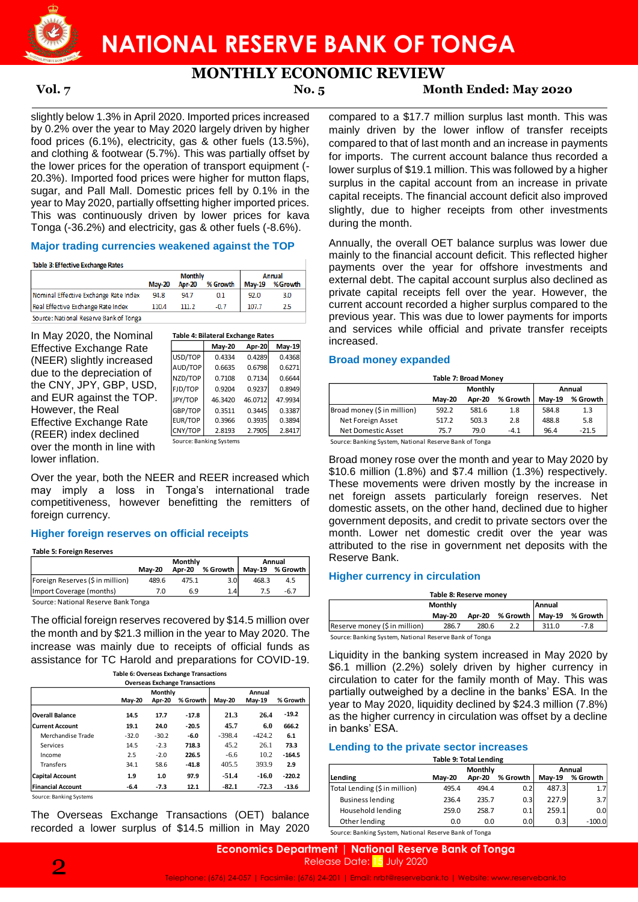slightly below 1.3% in April 2020. Imported prices increased by 0.2% over the year to May 2020 largely driven by higher food prices (6.1%), electricity, gas & other fuels (13.5%), and clothing & footwear (5.7%). This was partially offset by the lower prices for the operation of transport equipment (-20.3%). Imported food prices were higher for mutton flaps, sugar, and Pall Mall. Domestic prices fell by 0.1% in the year to May 2020, partially offsetting higher imported prices. This was continuously driven by lower prices for kava Tonga (-36.2%) and electricity, gas & other fuels (-8.6%).

## Major trading currencies weakened against the TOP

**Table 3: Effective Exchange Rates**

| | Monthly | | | Annual | |
|---|---|---|---|---|---|
| | May-20 | Apr-20 | % Growth | May-19 | % Growth |
| Nominal Effective Exchange Rate Index | 94.8 | 94.7 | 0.1 | 92.0 | 3.0 |
| Real Effective Exchange Rate Index | 110.4 | 111.2 | -0.7 | 107.7 | 2.5 |

Source: National Reserve Bank of Tonga

In May 2020, the Nominal Effective Exchange Rate (NEER) slightly increased due to the depreciation of the CNY, JPY, GBP, USD, and EUR against the TOP. However, the Real Effective Exchange Rate (REER) index declined over the month in line with lower inflation.

**Table 4: Bilateral Exchange Rates**

| | May-20 | Apr-20 | May-19 |
|---|---|---|---|
| USD/TOP | 0.4334 | 0.4289 | 0.4368 |
| AUD/TOP | 0.6635 | 0.6798 | 0.6271 |
| NZD/TOP | 0.7108 | 0.7134 | 0.6644 |
| FJD/TOP | 0.9204 | 0.9237 | 0.8949 |
| JPY/TOP | 46.3420 | 46.0712 | 47.9934 |
| GBP/TOP | 0.3511 | 0.3445 | 0.3387 |
| EUR/TOP | 0.3966 | 0.3935 | 0.3894 |
| CNY/TOP | 2.8193 | 2.7905 | 2.8417 |

Source: Banking Systems

Over the year, both the NEER and REER increased which may imply a loss in Tonga's international trade competitiveness, however benefitting the remitters of foreign currency.

## Higher foreign reserves on official receipts

**Table 5: Foreign Reserves**

| | Monthly | | | Annual | |
|---|---|---|---|---|---|
| | May-20 | Apr-20 | % Growth | May-19 | % Growth |
| Foreign Reserves ($ in million) | 489.6 | 475.1 | 3.0 | 468.3 | 4.5 |
| Import Coverage (months) | 7.0 | 6.9 | 1.4 | 7.5 | -6.7 |

Source: National Reserve Bank Tonga

The official foreign reserves recovered by $14.5 million over the month and by $21.3 million in the year to May 2020. The increase was mainly due to receipts of official funds as assistance for TC Harold and preparations for COVID-19.

**Table 6: Overseas Exchange Transactions**

| Overseas Exchange Transactions | Monthly | | | Annual | | |
|---|---|---|---|---|---|---|
| | May-20 | Apr-20 | % Growth | May-20 | May-19 | % Growth |
| **Overall Balance** | 14.5 | 17.7 | -17.8 | 21.3 | 26.4 | -19.2 |
| **Current Account** | 19.1 | 24.0 | -20.5 | 45.7 | 6.0 | 666.2 |
| Merchandise Trade | -32.0 | -30.2 | -6.0 | -398.4 | -424.2 | 6.1 |
| Services | 14.5 | -2.3 | 718.3 | 45.2 | 26.1 | 73.3 |
| Income | 2.5 | -2.0 | 226.5 | -6.6 | 10.2 | -164.5 |
| Transfers | 34.1 | 58.6 | -41.8 | 405.5 | 393.9 | 2.9 |
| **Capital Account** | 1.9 | 1.0 | 97.9 | -51.4 | -16.0 | -220.2 |
| **Financial Account** | -6.4 | -7.3 | 12.1 | -82.1 | -72.3 | -13.6 |

Source: Banking Systems

The Overseas Exchange Transactions (OET) balance recorded a lower surplus of $14.5 million in May 2020 compared to a $17.7 million surplus last month. This was mainly driven by the lower inflow of transfer receipts compared to that of last month and an increase in payments for imports. The current account balance thus recorded a lower surplus of $19.1 million. This was followed by a higher surplus in the capital account from an increase in private capital receipts. The financial account deficit also improved slightly, due to higher receipts from other investments during the month.

Annually, the overall OET balance surplus was lower due mainly to the financial account deficit. This reflected higher payments over the year for offshore investments and external debt. The capital account surplus also declined as private capital receipts fell over the year. However, the current account recorded a higher surplus compared to the previous year. This was due to lower payments for imports and services while official and private transfer receipts increased.

## Broad money expanded

**Table 7: Broad Money**

| | Monthly | | | Annual | |
|---|---|---|---|---|---|
| | May-20 | Apr-20 | % Growth | May-19 | % Growth |
| Broad money ($ in million) | 592.2 | 581.6 | 1.8 | 584.8 | 1.3 |
| Net Foreign Asset | 517.2 | 503.3 | 2.8 | 488.8 | 5.8 |
| Net Domestic Asset | 75.7 | 79.0 | -4.1 | 96.4 | -21.5 |

Source: Banking System, National Reserve Bank of Tonga

Broad money rose over the month and year to May 2020 by $10.6 million (1.8%) and $7.4 million (1.3%) respectively. These movements were driven mostly by the increase in net foreign assets particularly foreign reserves. Net domestic assets, on the other hand, declined due to higher government deposits, and credit to private sectors over the month. Lower net domestic credit over the year was attributed to the rise in government net deposits with the Reserve Bank.

## Higher currency in circulation

**Table 8: Reserve money**

| | Monthly | | | Annual | |
|---|---|---|---|---|---|
| | May-20 | Apr-20 | % Growth | May-19 | % Growth |
| Reserve money ($ in million) | 286.7 | 280.6 | 2.2 | 311.0 | -7.8 |

Source: Banking System, National Reserve Bank of Tonga

Liquidity in the banking system increased in May 2020 by $6.1 million (2.2%) solely driven by higher currency in circulation to cater for the family month of May. This was partially outweighed by a decline in the banks' ESA. In the year to May 2020, liquidity declined by $24.3 million (7.8%) as the higher currency in circulation was offset by a decline in banks' ESA.

## Lending to the private sector increases

**Table 9: Total Lending**

| Lending | Monthly | | | Annual | |
|---|---|---|---|---|---|
| | May-20 | Apr-20 | % Growth | May-19 | % Growth |
| Total Lending ($ in million) | 495.4 | 494.4 | 0.2 | 487.3 | 1.7 |
| Business lending | 236.4 | 235.7 | 0.3 | 227.9 | 3.7 |
| Household lending | 259.0 | 258.7 | 0.1 | 259.1 | 0.0 |
| Other lending | 0.0 | 0.0 | 0.0 | 0.3 | -100.0 |

Source: Banking System, National Reserve Bank of Tonga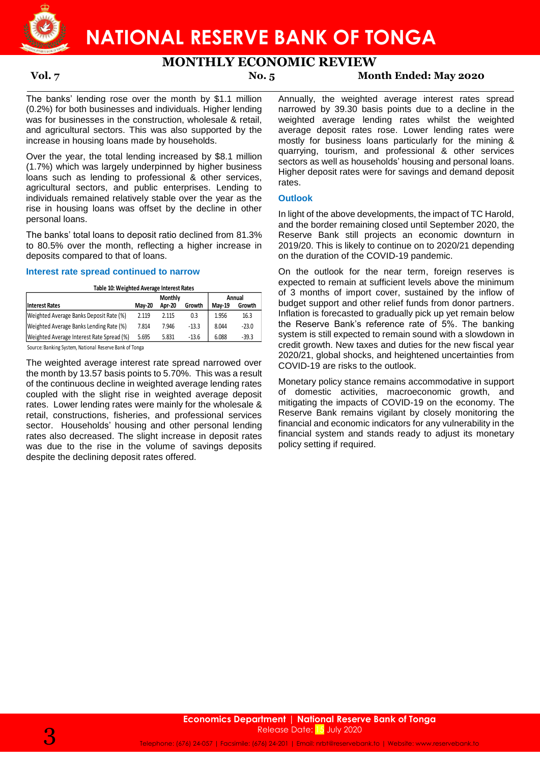The banks' lending rose over the month by $1.1 million (0.2%) for both businesses and individuals. Higher lending was for businesses in the construction, wholesale & retail, and agricultural sectors. This was also supported by the increase in housing loans made by households.

Over the year, the total lending increased by $8.1 million (1.7%) which was largely underpinned by higher business loans such as lending to professional & other services, agricultural sectors, and public enterprises. Lending to individuals remained relatively stable over the year as the rise in housing loans was offset by the decline in other personal loans.

The banks' total loans to deposit ratio declined from 81.3% to 80.5% over the month, reflecting a higher increase in deposits compared to that of loans.

### Interest rate spread continued to narrow

**Table 10: Weighted Average Interest Rates**

| Interest Rates | Monthly | | | Annual | |
|---|---|---|---|---|---|
| | May-20 | Apr-20 | Growth | May-19 | Growth |
| Weighted Average Banks Deposit Rate (%) | 2.119 | 2.115 | 0.3 | 1.956 | 16.3 |
| Weighted Average Banks Lending Rate (%) | 7.814 | 7.946 | -13.3 | 8.044 | -23.0 |
| Weighted Average Interest Rate Spread (%) | 5.695 | 5.831 | -13.6 | 6.088 | -39.3 |

Source: Banking System, National Reserve Bank of Tonga

The weighted average interest rate spread narrowed over the month by 13.57 basis points to 5.70%. This was a result of the continuous decline in weighted average lending rates coupled with the slight rise in weighted average deposit rates. Lower lending rates were mainly for the wholesale & retail, constructions, fisheries, and professional services sector. Households' housing and other personal lending rates also decreased. The slight increase in deposit rates was due to the rise in the volume of savings deposits despite the declining deposit rates offered.

Annually, the weighted average interest rates spread narrowed by 39.30 basis points due to a decline in the weighted average lending rates whilst the weighted average deposit rates rose. Lower lending rates were mostly for business loans particularly for the mining & quarrying, tourism, and professional & other services sectors as well as households' housing and personal loans. Higher deposit rates were for savings and demand deposit rates.

### Outlook

In light of the above developments, the impact of TC Harold, and the border remaining closed until September 2020, the Reserve Bank still projects an economic downturn in 2019/20. This is likely to continue on to 2020/21 depending on the duration of the COVID-19 pandemic.

On the outlook for the near term, foreign reserves is expected to remain at sufficient levels above the minimum of 3 months of import cover, sustained by the inflow of budget support and other relief funds from donor partners. Inflation is forecasted to gradually pick up yet remain below the Reserve Bank's reference rate of 5%. The banking system is still expected to remain sound with a slowdown in credit growth. New taxes and duties for the new fiscal year 2020/21, global shocks, and heightened uncertainties from COVID-19 are risks to the outlook.

Monetary policy stance remains accommodative in support of domestic activities, macroeconomic growth, and mitigating the impacts of COVID-19 on the economy. The Reserve Bank remains vigilant by closely monitoring the financial and economic indicators for any vulnerability in the financial system and stands ready to adjust its monetary policy setting if required.